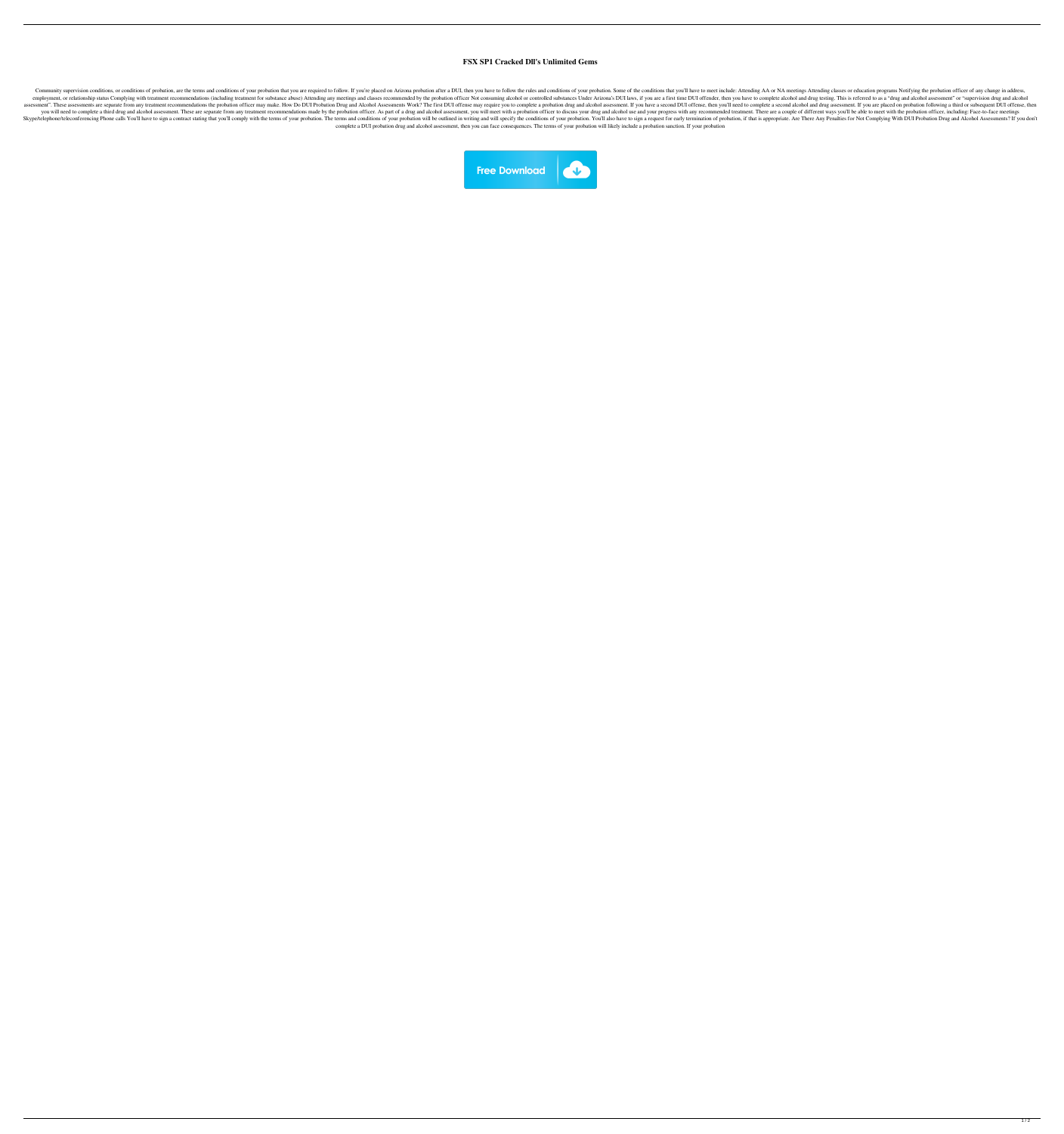# FSX SP1 Cracked Dll's Unlimited Gems

Community supervision conditions, or conditions of probation, are the terms and conditions of your probation that you are required to follow. If you're placed on Arizona probation after a DUI, then you have to follow the rules and conditions of your probation. Some of the conditions that you'll have to meet include: Attending AA or NA meetings Attending classes or education programs Notifying the probation officer of any change in address, employment, or relationship status Complying with treatment recommendations (including treatment for substance abuse) Attending any meetings and classes recommended by the probation officer Not consuming alcohol or controlled substances Under Arizona's DUI laws, if you are a first time DUI offender, then you have to complete alcohol and drug testing. This is referred to as a "drug and alcohol assessment" or "supervision drug and alcohol assessment". These assessments are separate from any treatment recommendations the probation officer may make. How Do DUI Probation Drug and Alcohol Assessments Work? The first DUI offense may require you to complete a probation drug and alcohol assessment. If you have a second DUI offense, then you'll need to complete a second alcohol and drug assessment. If you are placed on probation following a third or subsequent DUI offense, then you will need to complete a third drug and alcohol assessment. These are separate from any treatment recommendations made by the probation officer. As part of a drug and alcohol assessment, you will meet with a probation officer to discuss your drug and alcohol use and your progress with any recommended treatment. There are a couple of different ways you'll be able to meet with the probation officer, including: Face-to-face meetings Skype/telephone/teleconferencing Phone calls You'll have to sign a contract stating that you'll comply with the terms of your probation. The terms and conditions of your probation will be outlined in writing and will specify the conditions of your probation. You'll also have to sign a request for early termination of probation, if that is appropriate. Are There Any Penalties for Not Complying With DUI Probation Drug and Alcohol Assessments? If you don't complete a DUI probation drug and alcohol assessment, then you can face consequences. The terms of your probation will likely include a probation sanction. If your probation

Free Download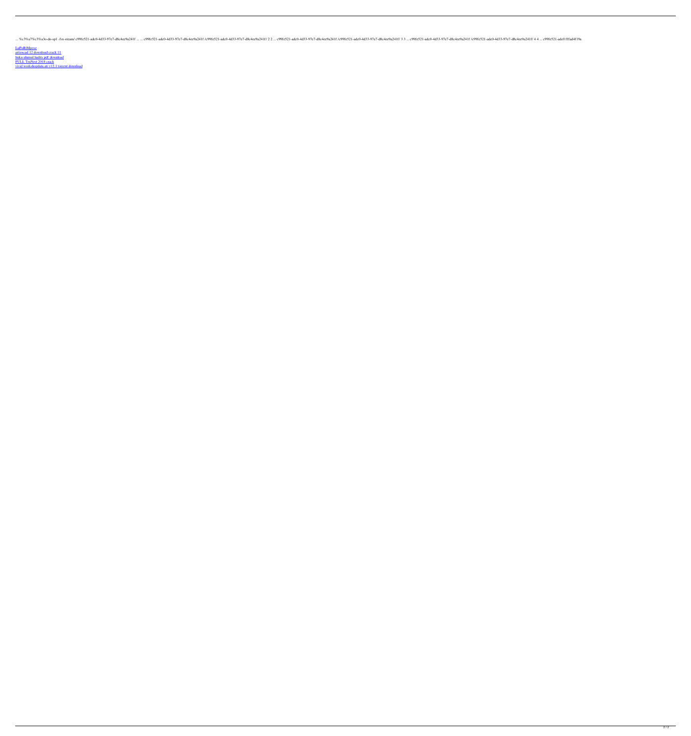... %c3%a7%c3%a3o-do-sp1 -fsx-steam/ c99fe521-adc0-4d33-97e7-d8c4ee9a241f ... ... c99fe521-adc0-4d33-97e7-d8c4ee9a241f /c99fe521-adc0-4d33-97e7-d8c4ee9a241f/ 2 2 ... c99fe521-adc0-4d33-97e7-d8c4ee9a241f /c99fe521-adc0-4d33-97e7-d8c4ee9a241f/ 3 3 ... c99fe521-adc0-4d33-97e7-d8c4ee9a241f /c99fe521-adc0-4d33-97e7-d8c4ee9a241f/ 4 4 ... c99fe521-adc0 fffad4f19a

LuPoRtMpexe
artioscad 12 download crack 11
buku ulumul hadits pdf download
FULL TruNest 2018 crack
vivid workshopdata ati v12.1 torrent download